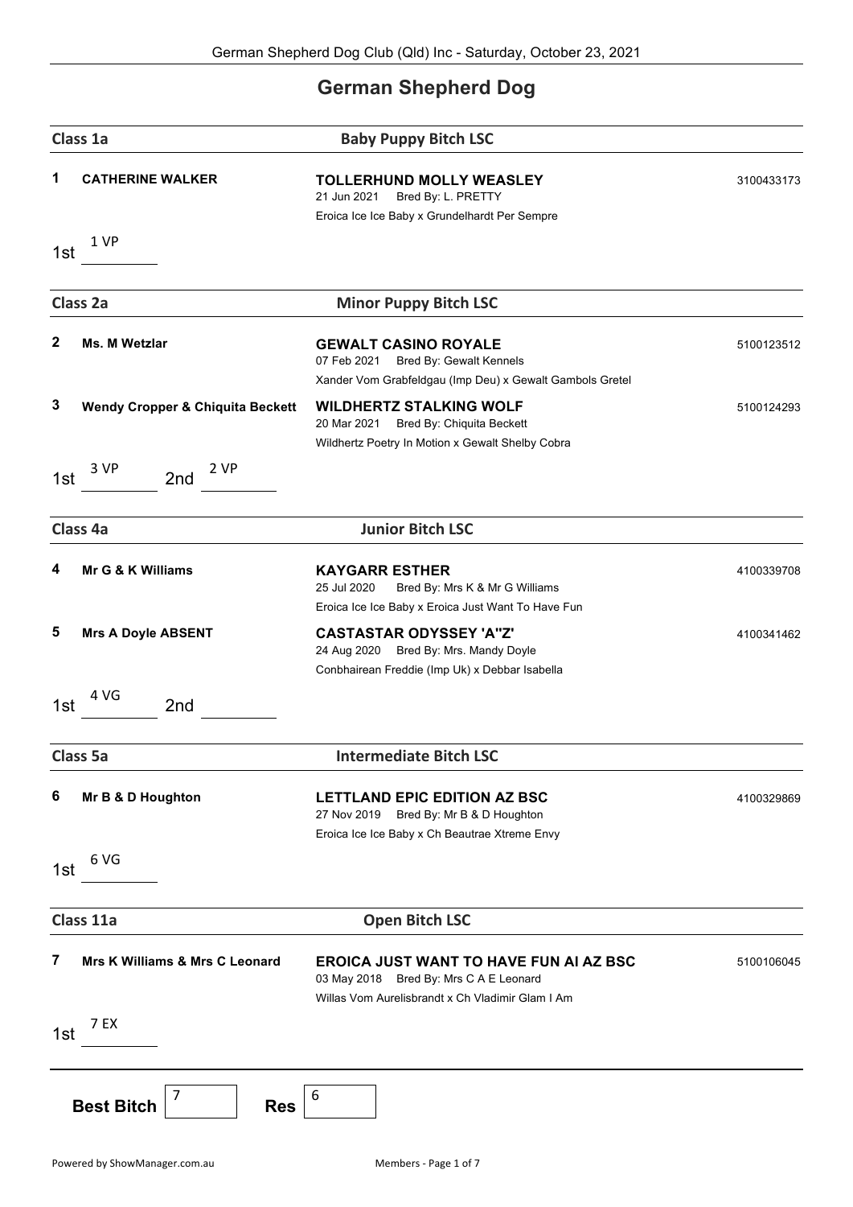German Shepherd Dog Club (Qld) Inc - Saturday, October 23, 2021

# German Shepherd Dog

## Class 1a — Baby Puppy Bitch LSC

**1** **CATHERINE WALKER** — **TOLLERHUND MOLLY WEASLEY** 3100433173
21 Jun 2021 Bred By: L. PRETTY
Eroica Ice Ice Baby x Grundelhardt Per Sempre

1st 1 VP

## Class 2a — Minor Puppy Bitch LSC

**2** **Ms. M Wetzlar** — **GEWALT CASINO ROYALE** 5100123512
07 Feb 2021 Bred By: Gewalt Kennels
Xander Vom Grabfeldgau (Imp Deu) x Gewalt Gambols Gretel

**3** **Wendy Cropper & Chiquita Beckett** — **WILDHERTZ STALKING WOLF** 5100124293
20 Mar 2021 Bred By: Chiquita Beckett
Wildhertz Poetry In Motion x Gewalt Shelby Cobra

1st 3 VP 2nd 2 VP

## Class 4a — Junior Bitch LSC

**4** **Mr G & K Williams** — **KAYGARR ESTHER** 4100339708
25 Jul 2020 Bred By: Mrs K & Mr G Williams
Eroica Ice Ice Baby x Eroica Just Want To Have Fun

**5** **Mrs A Doyle ABSENT** — **CASTASTAR ODYSSEY 'A''Z'** 4100341462
24 Aug 2020 Bred By: Mrs. Mandy Doyle
Conbhairean Freddie (Imp Uk) x Debbar Isabella

1st 4 VG 2nd

## Class 5a — Intermediate Bitch LSC

**6** **Mr B & D Houghton** — **LETTLAND EPIC EDITION AZ BSC** 4100329869
27 Nov 2019 Bred By: Mr B & D Houghton
Eroica Ice Ice Baby x Ch Beautrae Xtreme Envy

1st 6 VG

## Class 11a — Open Bitch LSC

**7** **Mrs K Williams & Mrs C Leonard** — **EROICA JUST WANT TO HAVE FUN AI AZ BSC** 5100106045
03 May 2018 Bred By: Mrs C A E Leonard
Willas Vom Aurelisbrandt x Ch Vladimir Glam I Am

1st 7 EX

**Best Bitch** 7 **Res** 6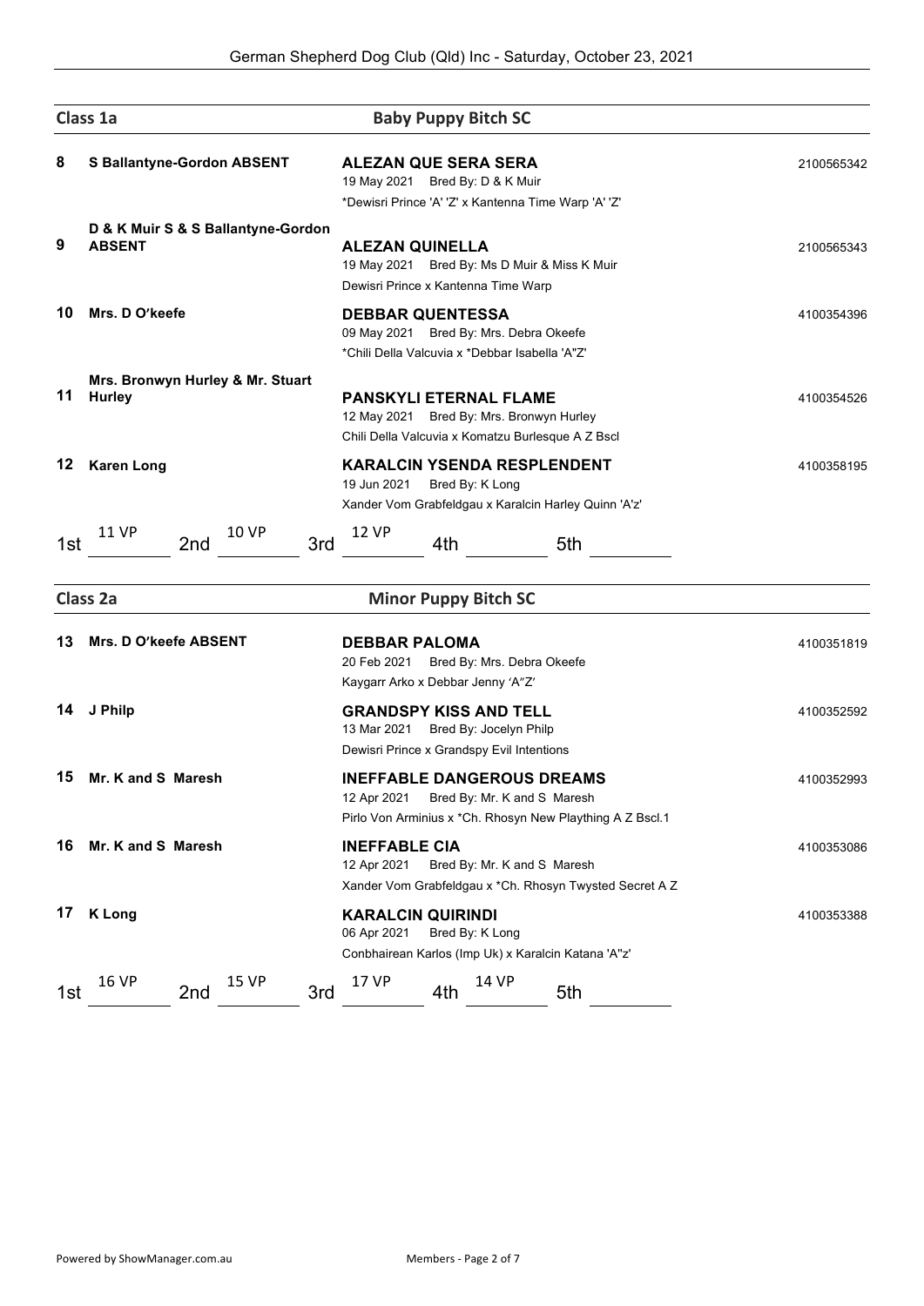## Class 1a — Baby Puppy Bitch SC

**8** **S Ballantyne-Gordon ABSENT**
**ALEZAN QUE SERA SERA** — 2100565342
19 May 2021 Bred By: D & K Muir
*Dewisri Prince 'A' 'Z' x Kantenna Time Warp 'A' 'Z'

**9** **D & K Muir S & S Ballantyne-Gordon ABSENT**
**ALEZAN QUINELLA** — 2100565343
19 May 2021 Bred By: Ms D Muir & Miss K Muir
Dewisri Prince x Kantenna Time Warp

**10** **Mrs. D O'keefe**
**DEBBAR QUENTESSA** — 4100354396
09 May 2021 Bred By: Mrs. Debra Okeefe
*Chili Della Valcuvia x *Debbar Isabella 'A"Z'

**11** **Mrs. Bronwyn Hurley & Mr. Stuart Hurley**
**PANSKYLI ETERNAL FLAME** — 4100354526
12 May 2021 Bred By: Mrs. Bronwyn Hurley
Chili Della Valcuvia x Komatzu Burlesque A Z Bscl

**12** **Karen Long**
**KARALCIN YSENDA RESPLENDENT** — 4100358195
19 Jun 2021 Bred By: K Long
Xander Vom Grabfeldgau x Karalcin Harley Quinn 'A'z'

1st 11 VP 2nd 10 VP 3rd 12 VP 4th ______ 5th ______

## Class 2a — Minor Puppy Bitch SC

**13** **Mrs. D O'keefe ABSENT**
**DEBBAR PALOMA** — 4100351819
20 Feb 2021 Bred By: Mrs. Debra Okeefe
Kaygarr Arko x Debbar Jenny 'A"Z'

**14** **J Philp**
**GRANDSPY KISS AND TELL** — 4100352592
13 Mar 2021 Bred By: Jocelyn Philp
Dewisri Prince x Grandspy Evil Intentions

**15** **Mr. K and S Maresh**
**INEFFABLE DANGEROUS DREAMS** — 4100352993
12 Apr 2021 Bred By: Mr. K and S Maresh
Pirlo Von Arminius x *Ch. Rhosyn New Plaything A Z Bscl.1

**16** **Mr. K and S Maresh**
**INEFFABLE CIA** — 4100353086
12 Apr 2021 Bred By: Mr. K and S Maresh
Xander Vom Grabfeldgau x *Ch. Rhosyn Twysted Secret A Z

**17** **K Long**
**KARALCIN QUIRINDI** — 4100353388
06 Apr 2021 Bred By: K Long
Conbhairean Karlos (Imp Uk) x Karalcin Katana 'A"z'

1st 16 VP 2nd 15 VP 3rd 17 VP 4th 14 VP 5th ______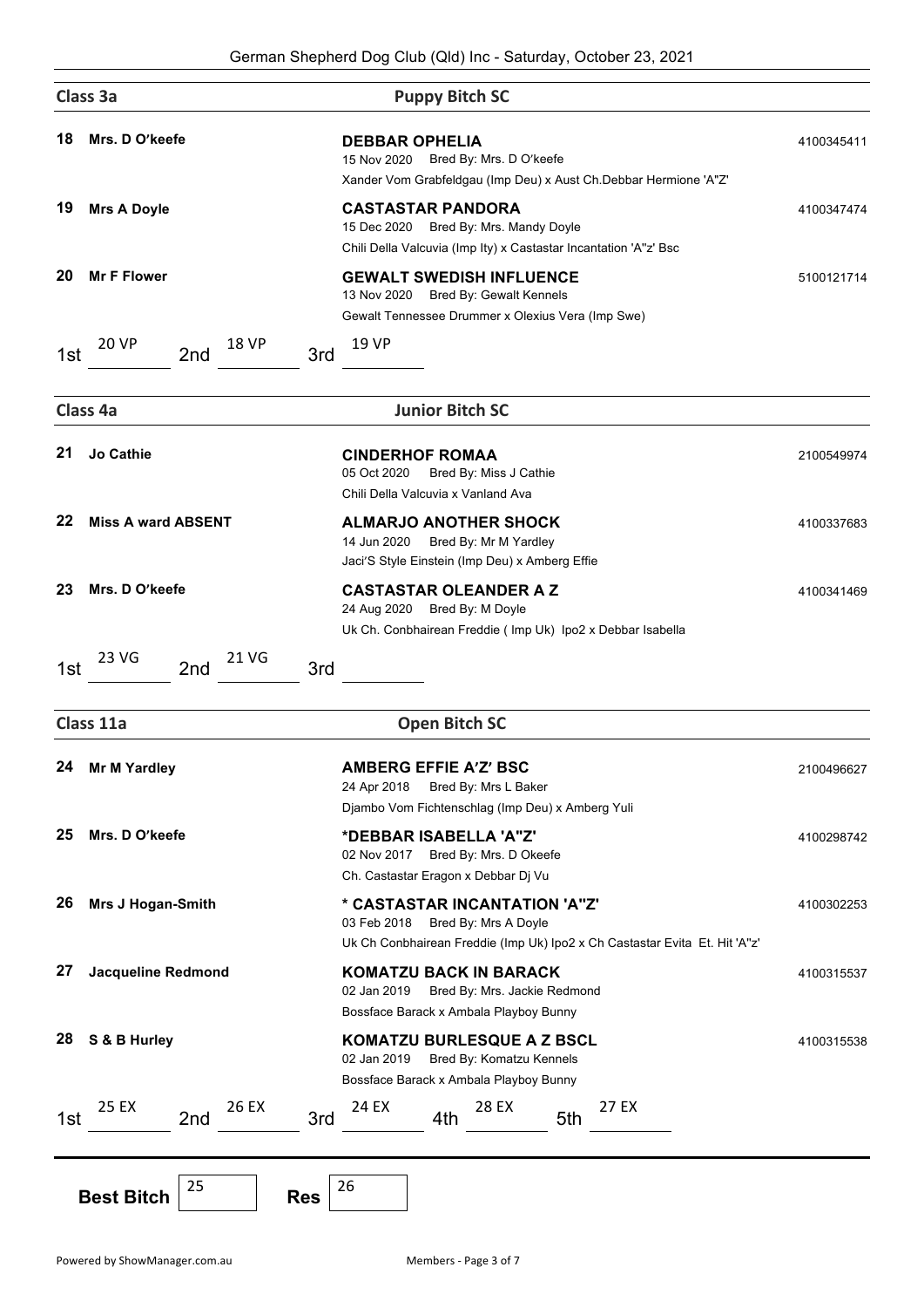## Class 3a — Puppy Bitch SC

**18** Mrs. D O'keefe
**DEBBAR OPHELIA** — 4100345411
15 Nov 2020 Bred By: Mrs. D O'keefe
Xander Vom Grabfeldgau (Imp Deu) x Aust Ch.Debbar Hermione 'A"Z'

**19** Mrs A Doyle
**CASTASTAR PANDORA** — 4100347474
15 Dec 2020 Bred By: Mrs. Mandy Doyle
Chili Della Valcuvia (Imp Ity) x Castastar Incantation 'A"z' Bsc

**20** Mr F Flower
**GEWALT SWEDISH INFLUENCE** — 5100121714
13 Nov 2020 Bred By: Gewalt Kennels
Gewalt Tennessee Drummer x Olexius Vera (Imp Swe)

1st 20 VP 2nd 18 VP 3rd 19 VP

## Class 4a — Junior Bitch SC

**21** Jo Cathie
**CINDERHOF ROMAA** — 2100549974
05 Oct 2020 Bred By: Miss J Cathie
Chili Della Valcuvia x Vanland Ava

**22** Miss A ward ABSENT
**ALMARJO ANOTHER SHOCK** — 4100337683
14 Jun 2020 Bred By: Mr M Yardley
Jaci'S Style Einstein (Imp Deu) x Amberg Effie

**23** Mrs. D O'keefe
**CASTASTAR OLEANDER A Z** — 4100341469
24 Aug 2020 Bred By: M Doyle
Uk Ch. Conbhairean Freddie ( Imp Uk) Ipo2 x Debbar Isabella

1st 23 VG 2nd 21 VG 3rd

## Class 11a — Open Bitch SC

**24** Mr M Yardley
**AMBERG EFFIE A'Z' BSC** — 2100496627
24 Apr 2018 Bred By: Mrs L Baker
Djambo Vom Fichtenschlag (Imp Deu) x Amberg Yuli

**25** Mrs. D O'keefe
**\*DEBBAR ISABELLA 'A"Z'** — 4100298742
02 Nov 2017 Bred By: Mrs. D Okeefe
Ch. Castastar Eragon x Debbar Dj Vu

**26** Mrs J Hogan-Smith
**\* CASTASTAR INCANTATION 'A"Z'** — 4100302253
03 Feb 2018 Bred By: Mrs A Doyle
Uk Ch Conbhairean Freddie (Imp Uk) Ipo2 x Ch Castastar Evita Et. Hit 'A"z'

**27** Jacqueline Redmond
**KOMATZU BACK IN BARACK** — 4100315537
02 Jan 2019 Bred By: Mrs. Jackie Redmond
Bossface Barack x Ambala Playboy Bunny

**28** S & B Hurley
**KOMATZU BURLESQUE A Z BSCL** — 4100315538
02 Jan 2019 Bred By: Komatzu Kennels
Bossface Barack x Ambala Playboy Bunny

1st 25 EX 2nd 26 EX 3rd 24 EX 4th 28 EX 5th 27 EX

**Best Bitch** 25 **Res** 26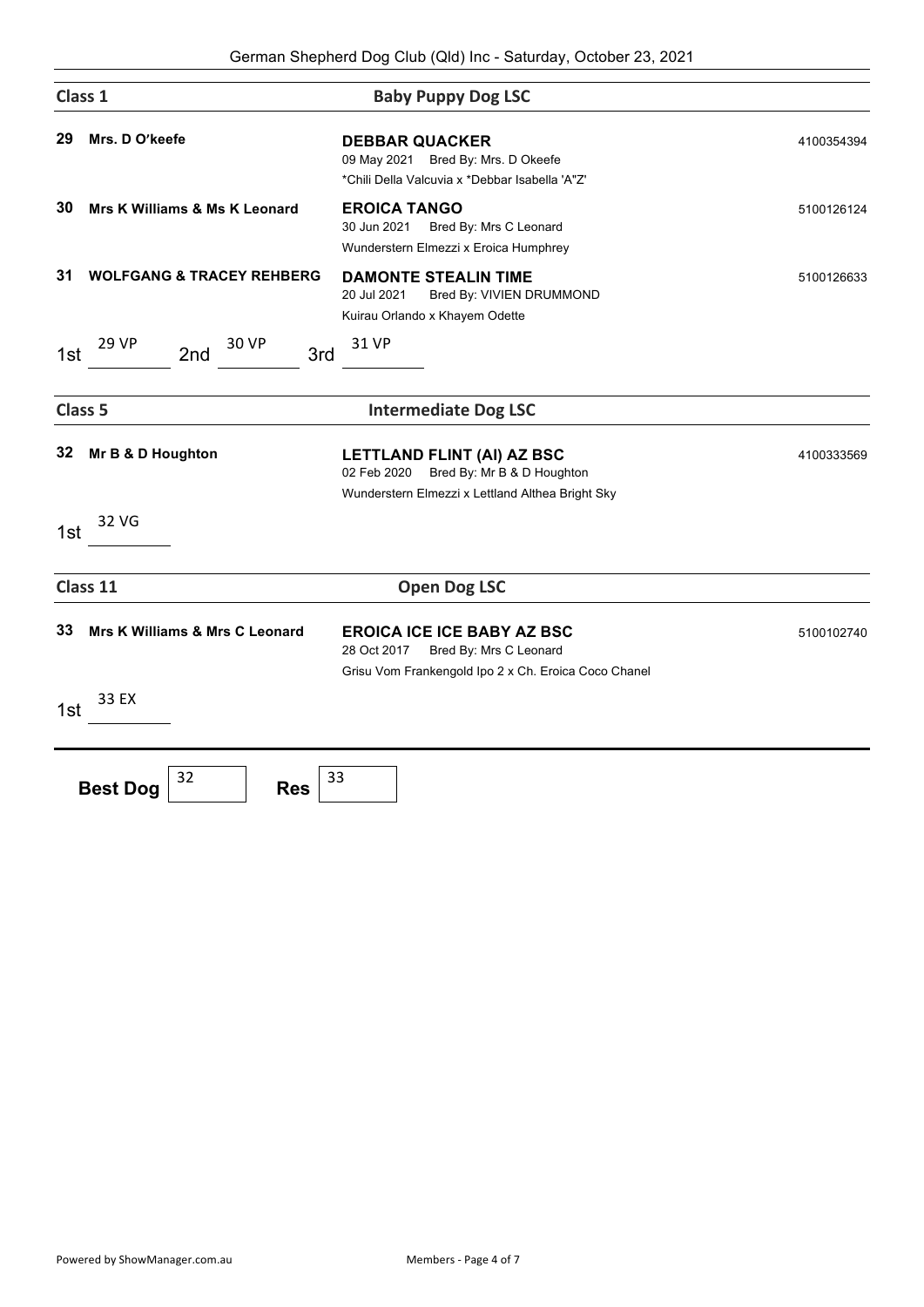German Shepherd Dog Club (Qld) Inc - Saturday, October 23, 2021

## Class 1 — Baby Puppy Dog LSC

**29** **Mrs. D O'keefe**

**DEBBAR QUACKER** — 4100354394
09 May 2021 Bred By: Mrs. D Okeefe
*Chili Della Valcuvia x *Debbar Isabella 'A"Z'

**30** **Mrs K Williams & Ms K Leonard**

**EROICA TANGO** — 5100126124
30 Jun 2021 Bred By: Mrs C Leonard
Wunderstern Elmezzi x Eroica Humphrey

**31** **WOLFGANG & TRACEY REHBERG**

**DAMONTE STEALIN TIME** — 5100126633
20 Jul 2021 Bred By: VIVIEN DRUMMOND
Kuirau Orlando x Khayem Odette

1st 29 VP 2nd 30 VP 3rd 31 VP

## Class 5 — Intermediate Dog LSC

**32** **Mr B & D Houghton**

**LETTLAND FLINT (AI) AZ BSC** — 4100333569
02 Feb 2020 Bred By: Mr B & D Houghton
Wunderstern Elmezzi x Lettland Althea Bright Sky

1st 32 VG

## Class 11 — Open Dog LSC

**33** **Mrs K Williams & Mrs C Leonard**

**EROICA ICE ICE BABY AZ BSC** — 5100102740
28 Oct 2017 Bred By: Mrs C Leonard
Grisu Vom Frankengold Ipo 2 x Ch. Eroica Coco Chanel

1st 33 EX

**Best Dog** 32 **Res** 33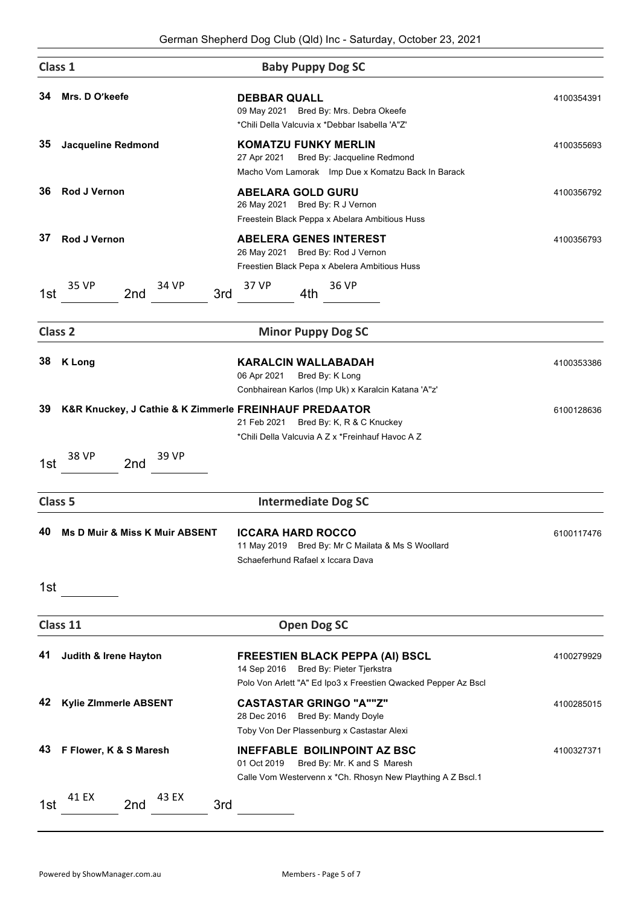## Class 1 — Baby Puppy Dog SC

**34 Mrs. D O'keefe**
**DEBBAR QUALL** — 4100354391
09 May 2021 Bred By: Mrs. Debra Okeefe
*Chili Della Valcuvia x *Debbar Isabella 'A"Z'

**35 Jacqueline Redmond**
**KOMATZU FUNKY MERLIN** — 4100355693
27 Apr 2021 Bred By: Jacqueline Redmond
Macho Vom Lamorak Imp Due x Komatzu Back In Barack

**36 Rod J Vernon**
**ABELARA GOLD GURU** — 4100356792
26 May 2021 Bred By: R J Vernon
Freestein Black Peppa x Abelara Ambitious Huss

**37 Rod J Vernon**
**ABELERA GENES INTEREST** — 4100356793
26 May 2021 Bred By: Rod J Vernon
Freestien Black Pepa x Abelera Ambitious Huss

1st 35 VP 2nd 34 VP 3rd 37 VP 4th 36 VP

## Class 2 — Minor Puppy Dog SC

**38 K Long**
**KARALCIN WALLABADAH** — 4100353386
06 Apr 2021 Bred By: K Long
Conbhairean Karlos (Imp Uk) x Karalcin Katana 'A"z'

**39 K&R Knuckey, J Cathie & K Zimmerle**
**FREINHAUF PREDAATOR** — 6100128636
21 Feb 2021 Bred By: K, R & C Knuckey
*Chili Della Valcuvia A Z x *Freinhauf Havoc A Z

1st 38 VP 2nd 39 VP

## Class 5 — Intermediate Dog SC

**40 Ms D Muir & Miss K Muir ABSENT**
**ICCARA HARD ROCCO** — 6100117476
11 May 2019 Bred By: Mr C Mailata & Ms S Woollard
Schaeferhund Rafael x Iccara Dava

1st

## Class 11 — Open Dog SC

**41 Judith & Irene Hayton**
**FREESTIEN BLACK PEPPA (AI) BSCL** — 4100279929
14 Sep 2016 Bred By: Pieter Tjerkstra
Polo Von Arlett "A" Ed Ipo3 x Freestien Qwacked Pepper Az Bscl

**42 Kylie ZImmerle ABSENT**
**CASTASTAR GRINGO "A""Z"** — 4100285015
28 Dec 2016 Bred By: Mandy Doyle
Toby Von Der Plassenburg x Castastar Alexi

**43 F Flower, K & S Maresh**
**INEFFABLE BOILINPOINT AZ BSC** — 4100327371
01 Oct 2019 Bred By: Mr. K and S Maresh
Calle Vom Westervenn x *Ch. Rhosyn New Plaything A Z Bscl.1

1st 41 EX 2nd 43 EX 3rd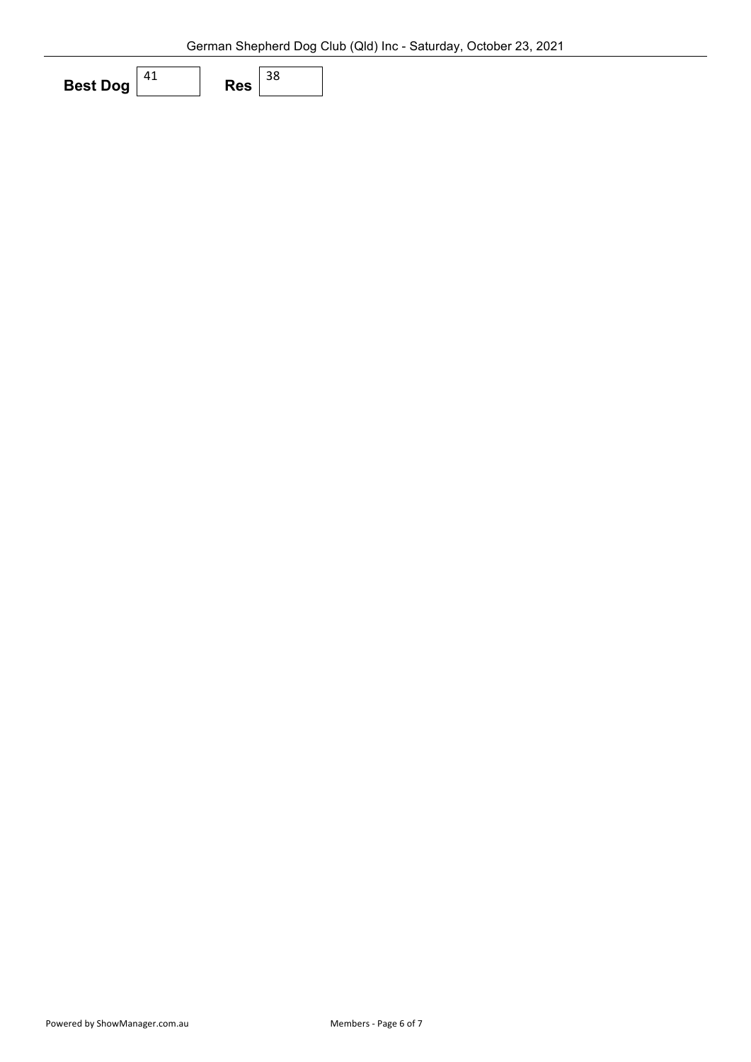**Best Dog** 41 **Res** 38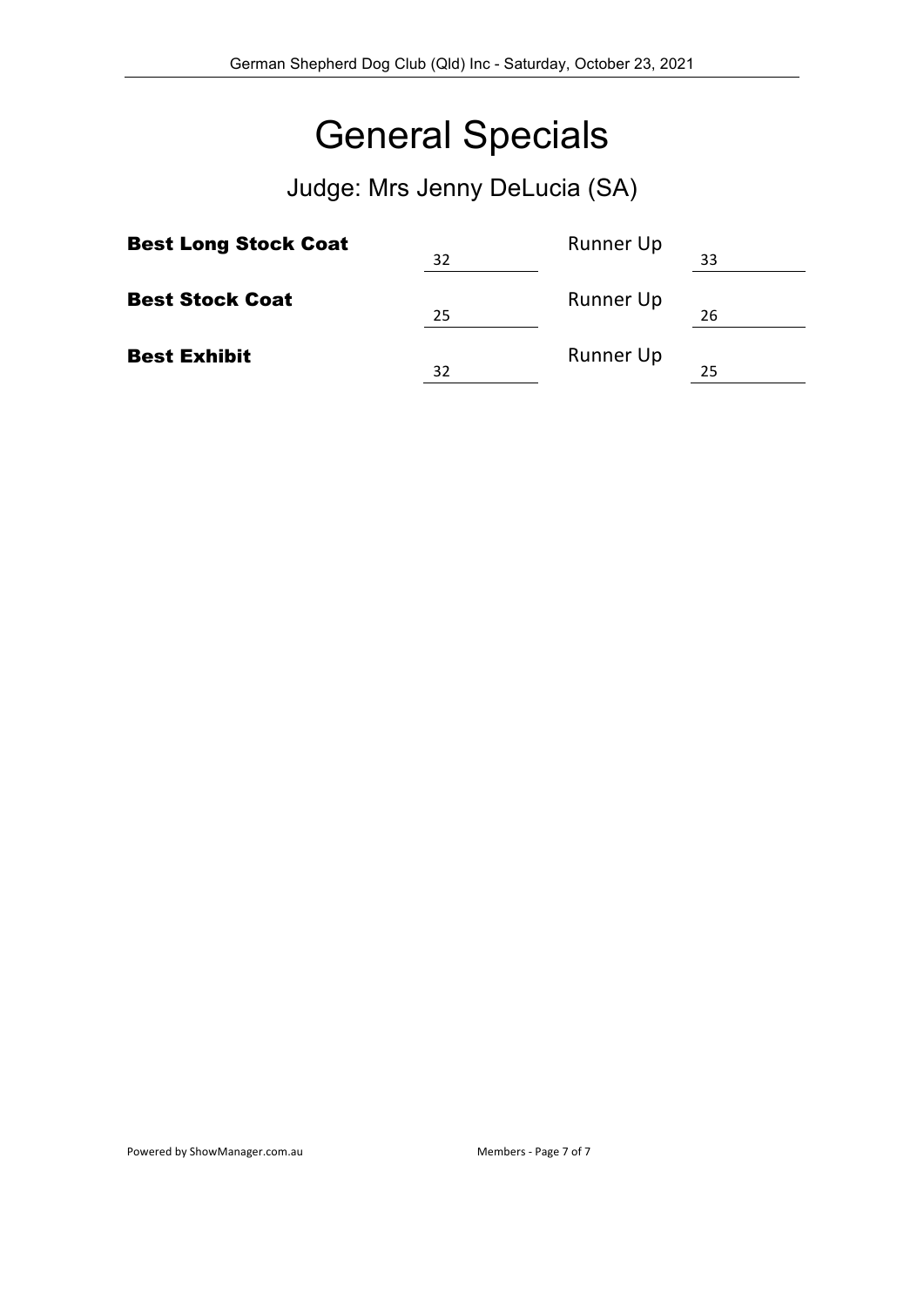# General Specials

## Judge: Mrs Jenny DeLucia (SA)

| | | | |
|---|---|---|---|
| **Best Long Stock Coat** | 32 | Runner Up | 33 |
| **Best Stock Coat** | 25 | Runner Up | 26 |
| **Best Exhibit** | 32 | Runner Up | 25 |